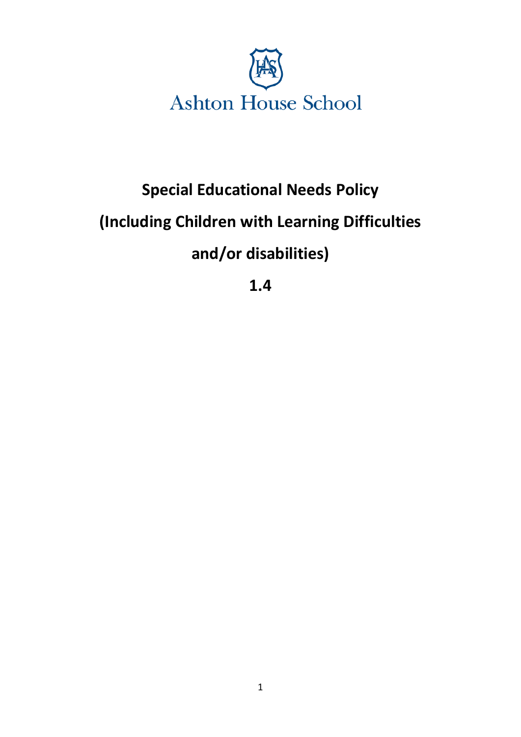Ashton House School

# Special Educational Needs Policy

# (Including Children with Learning Difficulties and/or disabilities)

# 1.4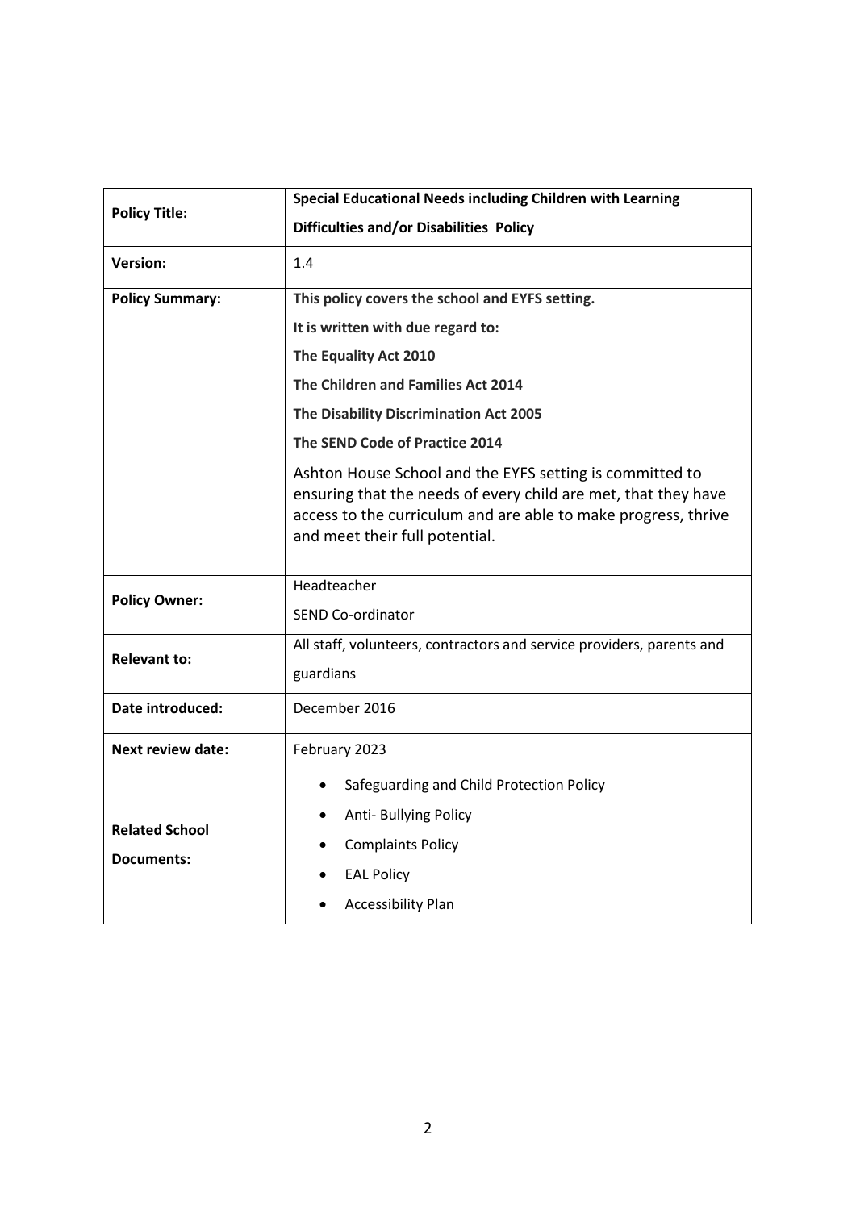| | |
|---|---|
| **Policy Title:** | **Special Educational Needs including Children with Learning Difficulties and/or Disabilities Policy** |
| **Version:** | 1.4 |
| **Policy Summary:** | **This policy covers the school and EYFS setting.**<br>**It is written with due regard to:**<br>**The Equality Act 2010**<br>**The Children and Families Act 2014**<br>**The Disability Discrimination Act 2005**<br>**The SEND Code of Practice 2014**<br>Ashton House School and the EYFS setting is committed to ensuring that the needs of every child are met, that they have access to the curriculum and are able to make progress, thrive and meet their full potential. |
| **Policy Owner:** | Headteacher<br>SEND Co-ordinator |
| **Relevant to:** | All staff, volunteers, contractors and service providers, parents and guardians |
| **Date introduced:** | December 2016 |
| **Next review date:** | February 2023 |
| **Related School Documents:** | • Safeguarding and Child Protection Policy<br>• Anti- Bullying Policy<br>• Complaints Policy<br>• EAL Policy<br>• Accessibility Plan |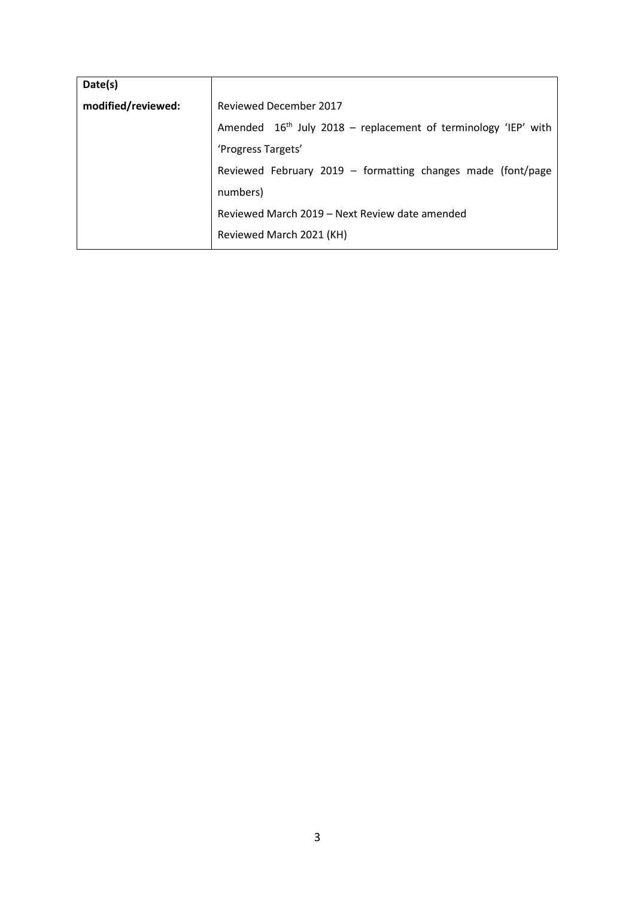| | |
|---|---|
| **Date(s) modified/reviewed:** | Reviewed December 2017<br>Amended 16th July 2018 – replacement of terminology 'IEP' with 'Progress Targets'<br>Reviewed February 2019 – formatting changes made (font/page numbers)<br>Reviewed March 2019 – Next Review date amended<br>Reviewed March 2021 (KH) |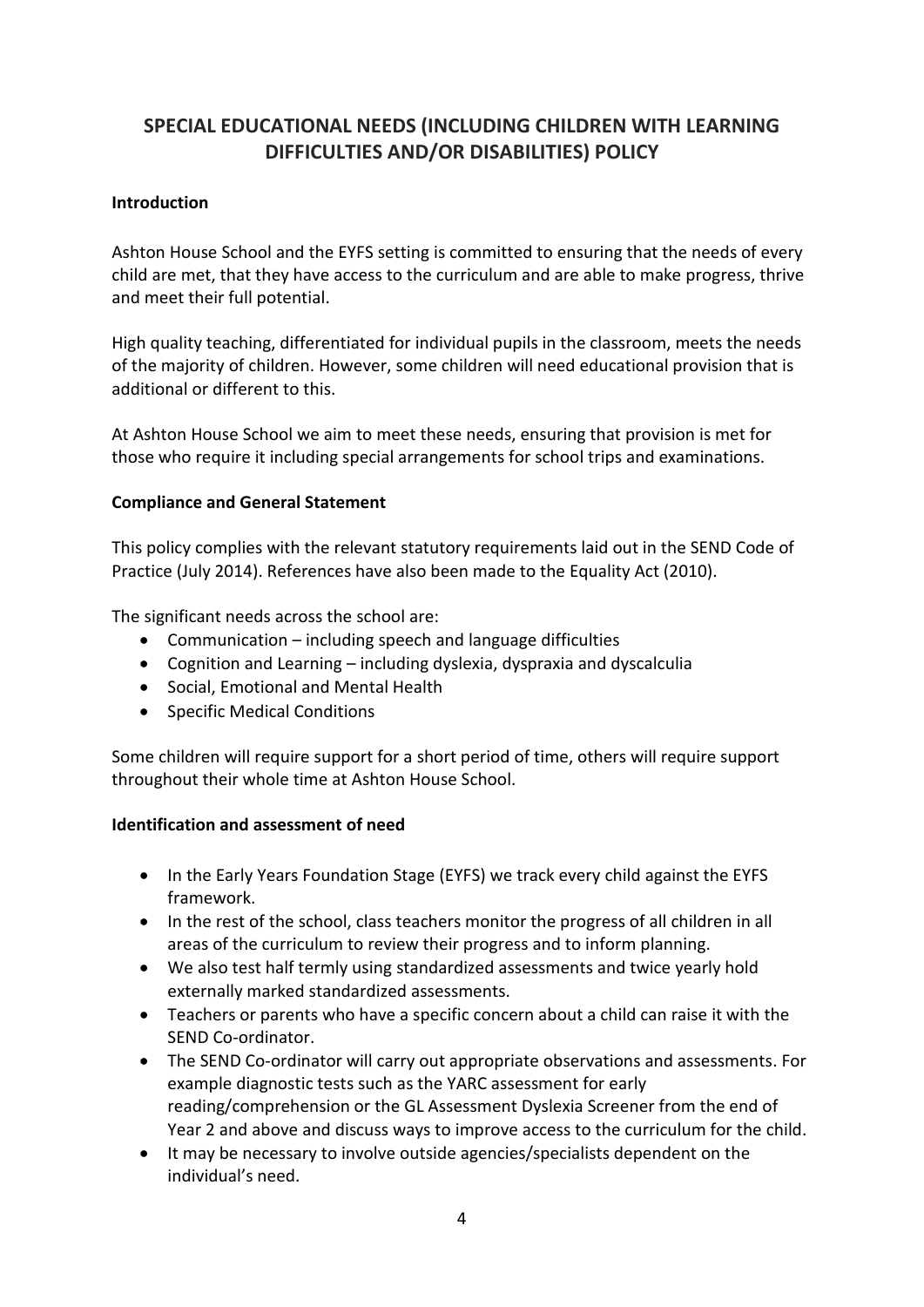# SPECIAL EDUCATIONAL NEEDS (INCLUDING CHILDREN WITH LEARNING DIFFICULTIES AND/OR DISABILITIES) POLICY

**Introduction**

Ashton House School and the EYFS setting is committed to ensuring that the needs of every child are met, that they have access to the curriculum and are able to make progress, thrive and meet their full potential.

High quality teaching, differentiated for individual pupils in the classroom, meets the needs of the majority of children. However, some children will need educational provision that is additional or different to this.

At Ashton House School we aim to meet these needs, ensuring that provision is met for those who require it including special arrangements for school trips and examinations.

**Compliance and General Statement**

This policy complies with the relevant statutory requirements laid out in the SEND Code of Practice (July 2014). References have also been made to the Equality Act (2010).

The significant needs across the school are:

- Communication – including speech and language difficulties
- Cognition and Learning – including dyslexia, dyspraxia and dyscalculia
- Social, Emotional and Mental Health
- Specific Medical Conditions

Some children will require support for a short period of time, others will require support throughout their whole time at Ashton House School.

**Identification and assessment of need**

- In the Early Years Foundation Stage (EYFS) we track every child against the EYFS framework.
- In the rest of the school, class teachers monitor the progress of all children in all areas of the curriculum to review their progress and to inform planning.
- We also test half termly using standardized assessments and twice yearly hold externally marked standardized assessments.
- Teachers or parents who have a specific concern about a child can raise it with the SEND Co-ordinator.
- The SEND Co-ordinator will carry out appropriate observations and assessments. For example diagnostic tests such as the YARC assessment for early reading/comprehension or the GL Assessment Dyslexia Screener from the end of Year 2 and above and discuss ways to improve access to the curriculum for the child.
- It may be necessary to involve outside agencies/specialists dependent on the individual's need.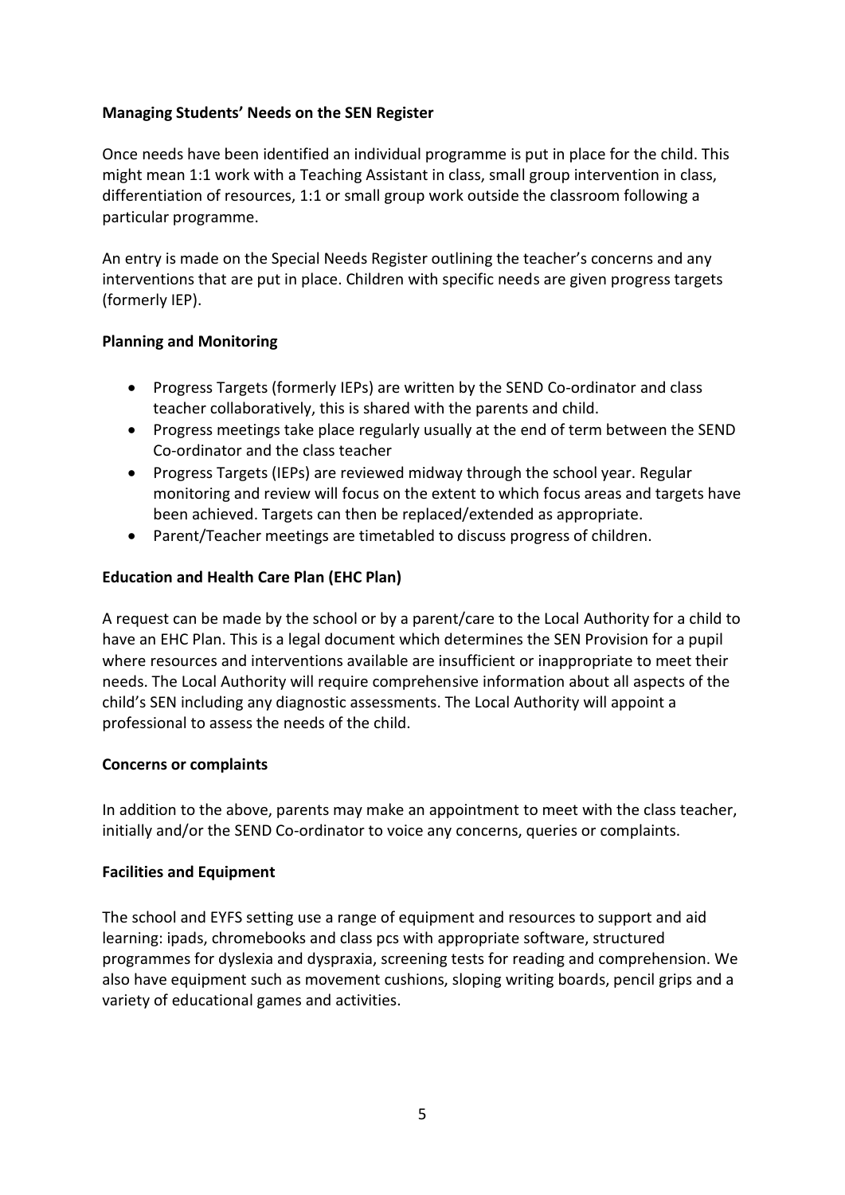**Managing Students' Needs on the SEN Register**

Once needs have been identified an individual programme is put in place for the child. This might mean 1:1 work with a Teaching Assistant in class, small group intervention in class, differentiation of resources, 1:1 or small group work outside the classroom following a particular programme.

An entry is made on the Special Needs Register outlining the teacher's concerns and any interventions that are put in place. Children with specific needs are given progress targets (formerly IEP).

**Planning and Monitoring**

- Progress Targets (formerly IEPs) are written by the SEND Co-ordinator and class teacher collaboratively, this is shared with the parents and child.
- Progress meetings take place regularly usually at the end of term between the SEND Co-ordinator and the class teacher
- Progress Targets (IEPs) are reviewed midway through the school year. Regular monitoring and review will focus on the extent to which focus areas and targets have been achieved. Targets can then be replaced/extended as appropriate.
- Parent/Teacher meetings are timetabled to discuss progress of children.

**Education and Health Care Plan (EHC Plan)**

A request can be made by the school or by a parent/care to the Local Authority for a child to have an EHC Plan. This is a legal document which determines the SEN Provision for a pupil where resources and interventions available are insufficient or inappropriate to meet their needs. The Local Authority will require comprehensive information about all aspects of the child's SEN including any diagnostic assessments. The Local Authority will appoint a professional to assess the needs of the child.

**Concerns or complaints**

In addition to the above, parents may make an appointment to meet with the class teacher, initially and/or the SEND Co-ordinator to voice any concerns, queries or complaints.

**Facilities and Equipment**

The school and EYFS setting use a range of equipment and resources to support and aid learning: ipads, chromebooks and class pcs with appropriate software, structured programmes for dyslexia and dyspraxia, screening tests for reading and comprehension. We also have equipment such as movement cushions, sloping writing boards, pencil grips and a variety of educational games and activities.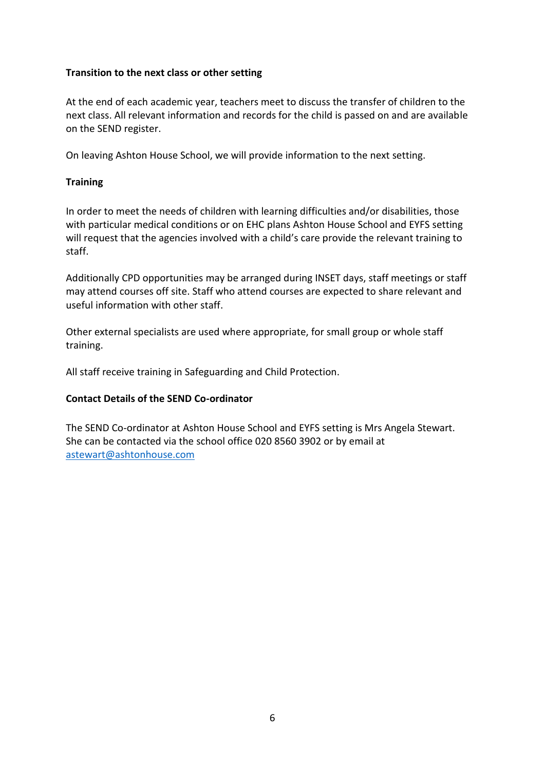**Transition to the next class or other setting**

At the end of each academic year, teachers meet to discuss the transfer of children to the next class. All relevant information and records for the child is passed on and are available on the SEND register.

On leaving Ashton House School, we will provide information to the next setting.

**Training**

In order to meet the needs of children with learning difficulties and/or disabilities, those with particular medical conditions or on EHC plans Ashton House School and EYFS setting will request that the agencies involved with a child's care provide the relevant training to staff.

Additionally CPD opportunities may be arranged during INSET days, staff meetings or staff may attend courses off site. Staff who attend courses are expected to share relevant and useful information with other staff.

Other external specialists are used where appropriate, for small group or whole staff training.

All staff receive training in Safeguarding and Child Protection.

**Contact Details of the SEND Co-ordinator**

The SEND Co-ordinator at Ashton House School and EYFS setting is Mrs Angela Stewart. She can be contacted via the school office 020 8560 3902 or by email at astewart@ashtonhouse.com